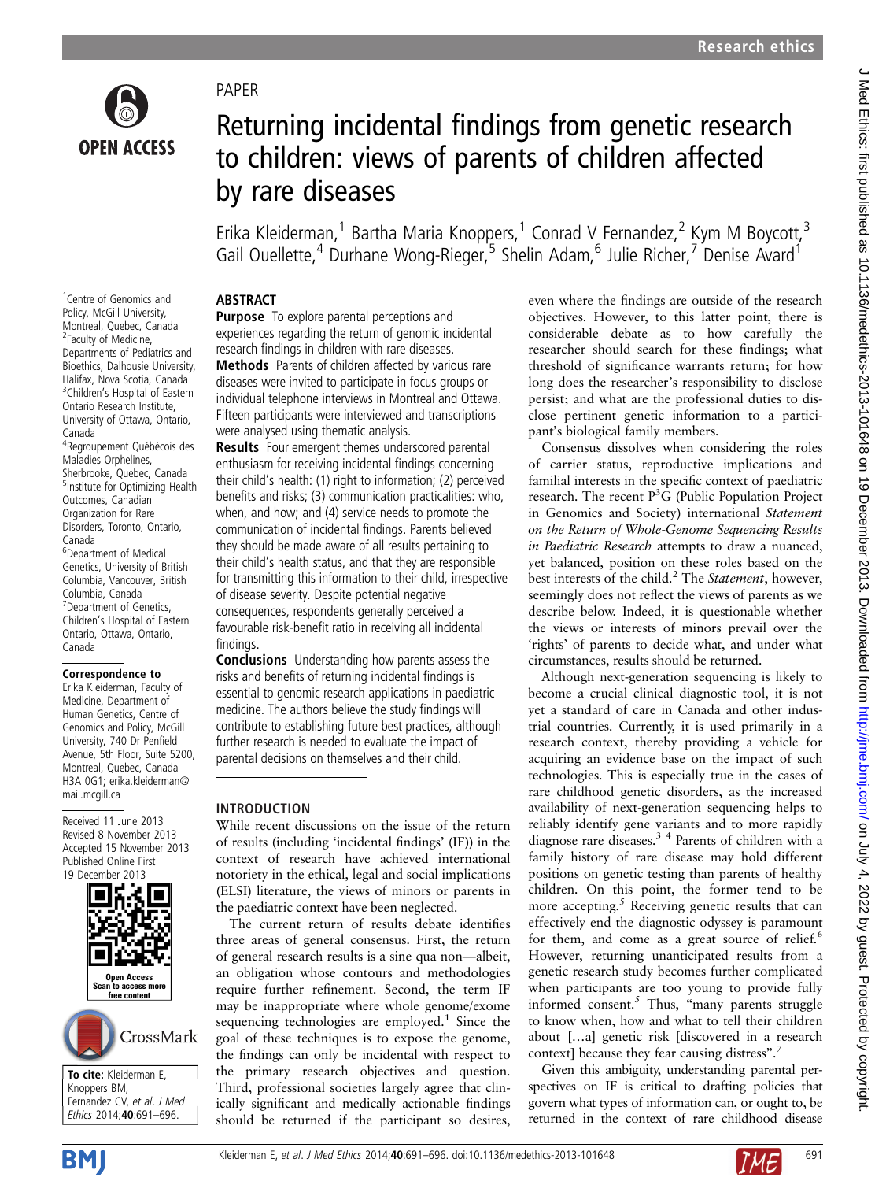PAPER

# Returning incidental findings from genetic research to children: views of parents of children affected by rare diseases

Erika Kleiderman,[1] Bartha Maria Knoppers,[1] Conrad V Fernandez,[2] Kym M Boycott,[3] Gail Ouellette,[4] Durhane Wong-Rieger,[5] Shelin Adam,[6] Julie Richer,[7] Denise Avard[1]

[1]Centre of Genomics and Policy, McGill University, Montreal, Quebec, Canada
[2]Faculty of Medicine, Departments of Pediatrics and Bioethics, Dalhousie University, Halifax, Nova Scotia, Canada
[3]Children's Hospital of Eastern Ontario Research Institute, University of Ottawa, Ontario, Canada
[4]Regroupement Québécois des Maladies Orphelines, Sherbrooke, Quebec, Canada
[5]Institute for Optimizing Health Outcomes, Canadian Organization for Rare Disorders, Toronto, Ontario, Canada
[6]Department of Medical Genetics, University of British Columbia, Vancouver, British Columbia, Canada
[7]Department of Genetics, Children's Hospital of Eastern Ontario, Ottawa, Ontario, Canada

**Correspondence to**
Erika Kleiderman, Faculty of Medicine, Department of Human Genetics, Centre of Genomics and Policy, McGill University, 740 Dr Penfield Avenue, 5th Floor, Suite 5200, Montreal, Quebec, Canada H3A 0G1; erika.kleiderman@mail.mcgill.ca

Received 11 June 2013
Revised 8 November 2013
Accepted 15 November 2013
Published Online First 19 December 2013

**To cite:** Kleiderman E, Knoppers BM, Fernandez CV, et al. *J Med Ethics* 2014;**40**:691–696.

## ABSTRACT

**Purpose** To explore parental perceptions and experiences regarding the return of genomic incidental research findings in children with rare diseases.

**Methods** Parents of children affected by various rare diseases were invited to participate in focus groups or individual telephone interviews in Montreal and Ottawa. Fifteen participants were interviewed and transcriptions were analysed using thematic analysis.

**Results** Four emergent themes underscored parental enthusiasm for receiving incidental findings concerning their child's health: (1) right to information; (2) perceived benefits and risks; (3) communication practicalities: who, when, and how; and (4) service needs to promote the communication of incidental findings. Parents believed they should be made aware of all results pertaining to their child's health status, and that they are responsible for transmitting this information to their child, irrespective of disease severity. Despite potential negative consequences, respondents generally perceived a favourable risk-benefit ratio in receiving all incidental findings.

**Conclusions** Understanding how parents assess the risks and benefits of returning incidental findings is essential to genomic research applications in paediatric medicine. The authors believe the study findings will contribute to establishing future best practices, although further research is needed to evaluate the impact of parental decisions on themselves and their child.

## INTRODUCTION

While recent discussions on the issue of the return of results (including 'incidental findings' (IF)) in the context of research have achieved international notoriety in the ethical, legal and social implications (ELSI) literature, the views of minors or parents in the paediatric context have been neglected.

The current return of results debate identifies three areas of general consensus. First, the return of general research results is a sine qua non—albeit, an obligation whose contours and methodologies require further refinement. Second, the term IF may be inappropriate where whole genome/exome sequencing technologies are employed.[1] Since the goal of these techniques is to expose the genome, the findings can only be incidental with respect to the primary research objectives and question. Third, professional societies largely agree that clinically significant and medically actionable findings should be returned if the participant so desires, even where the findings are outside of the research objectives. However, to this latter point, there is considerable debate as to how carefully the researcher should search for these findings; what threshold of significance warrants return; for how long does the researcher's responsibility to disclose persist; and what are the professional duties to disclose pertinent genetic information to a participant's biological family members.

Consensus dissolves when considering the roles of carrier status, reproductive implications and familial interests in the specific context of paediatric research. The recent P[3]G (Public Population Project in Genomics and Society) international *Statement on the Return of Whole-Genome Sequencing Results in Paediatric Research* attempts to draw a nuanced, yet balanced, position on these roles based on the best interests of the child.[2] The *Statement*, however, seemingly does not reflect the views of parents as we describe below. Indeed, it is questionable whether the views or interests of minors prevail over the 'rights' of parents to decide what, and under what circumstances, results should be returned.

Although next-generation sequencing is likely to become a crucial clinical diagnostic tool, it is not yet a standard of care in Canada and other industrial countries. Currently, it is used primarily in a research context, thereby providing a vehicle for acquiring an evidence base on the impact of such technologies. This is especially true in the cases of rare childhood genetic disorders, as the increased availability of next-generation sequencing helps to reliably identify gene variants and to more rapidly diagnose rare diseases.[3,4] Parents of children with a family history of rare disease may hold different positions on genetic testing than parents of healthy children. On this point, the former tend to be more accepting.[5] Receiving genetic results that can effectively end the diagnostic odyssey is paramount for them, and come as a great source of relief.[6] However, returning unanticipated results from a genetic research study becomes further complicated when participants are too young to provide fully informed consent.[5] Thus, "many parents struggle to know when, how and what to tell their children about [...a] genetic risk [discovered in a research context] because they fear causing distress".[7]

Given this ambiguity, understanding parental perspectives on IF is critical to drafting policies that govern what types of information can, or ought to, be returned in the context of rare childhood disease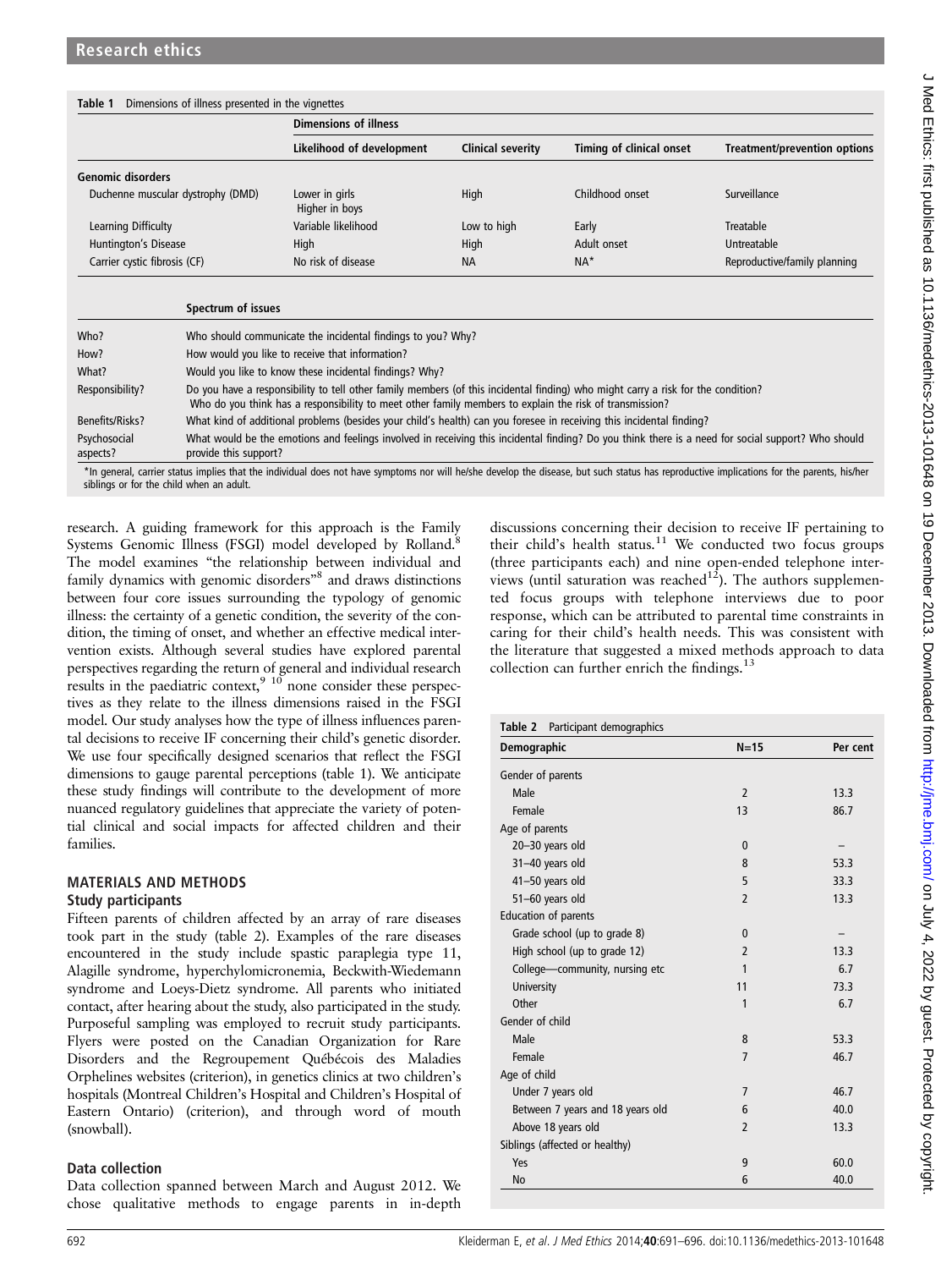**Table 1** Dimensions of illness presented in the vignettes

| | Dimensions of illness | | | |
|---|---|---|---|---|
| | Likelihood of development | Clinical severity | Timing of clinical onset | Treatment/prevention options |
| **Genomic disorders** | | | | |
| Duchenne muscular dystrophy (DMD) | Lower in girls Higher in boys | High | Childhood onset | Surveillance |
| Learning Difficulty | Variable likelihood | Low to high | Early | Treatable |
| Huntington's Disease | High | High | Adult onset | Untreatable |
| Carrier cystic fibrosis (CF) | No risk of disease | NA | NA* | Reproductive/family planning |

| | Spectrum of issues |
|---|---|
| Who? | Who should communicate the incidental findings to you? Why? |
| How? | How would you like to receive that information? |
| What? | Would you like to know these incidental findings? Why? |
| Responsibility? | Do you have a responsibility to tell other family members (of this incidental finding) who might carry a risk for the condition? Who do you think has a responsibility to meet other family members to explain the risk of transmission? |
| Benefits/Risks? | What kind of additional problems (besides your child's health) can you foresee in receiving this incidental finding? |
| Psychosocial aspects? | What would be the emotions and feelings involved in receiving this incidental finding? Do you think there is a need for social support? Who should provide this support? |

*In general, carrier status implies that the individual does not have symptoms nor will he/she develop the disease, but such status has reproductive implications for the parents, his/her siblings or for the child when an adult.

research. A guiding framework for this approach is the Family Systems Genomic Illness (FSGI) model developed by Rolland.[8] The model examines "the relationship between individual and family dynamics with genomic disorders"[8] and draws distinctions between four core issues surrounding the typology of genomic illness: the certainty of a genetic condition, the severity of the condition, the timing of onset, and whether an effective medical intervention exists. Although several studies have explored parental perspectives regarding the return of general and individual research results in the paediatric context,[9 10] none consider these perspectives as they relate to the illness dimensions raised in the FSGI model. Our study analyses how the type of illness influences parental decisions to receive IF concerning their child's genetic disorder. We use four specifically designed scenarios that reflect the FSGI dimensions to gauge parental perceptions (table 1). We anticipate these study findings will contribute to the development of more nuanced regulatory guidelines that appreciate the variety of potential clinical and social impacts for affected children and their families.

## MATERIALS AND METHODS

### Study participants

Fifteen parents of children affected by an array of rare diseases took part in the study (table 2). Examples of the rare diseases encountered in the study include spastic paraplegia type 11, Alagille syndrome, hyperchylomicronemia, Beckwith-Wiedemann syndrome and Loeys-Dietz syndrome. All parents who initiated contact, after hearing about the study, also participated in the study. Purposeful sampling was employed to recruit study participants. Flyers were posted on the Canadian Organization for Rare Disorders and the Regroupement Québécois des Maladies Orphelines websites (criterion), in genetics clinics at two children's hospitals (Montreal Children's Hospital and Children's Hospital of Eastern Ontario) (criterion), and through word of mouth (snowball).

### Data collection

Data collection spanned between March and August 2012. We chose qualitative methods to engage parents in in-depth discussions concerning their decision to receive IF pertaining to their child's health status.[11] We conducted two focus groups (three participants each) and nine open-ended telephone interviews (until saturation was reached[12]). The authors supplemented focus groups with telephone interviews due to poor response, which can be attributed to parental time constraints in caring for their child's health needs. This was consistent with the literature that suggested a mixed methods approach to data collection can further enrich the findings.[13]

**Table 2** Participant demographics

| Demographic | N=15 | Per cent |
|---|---|---|
| Gender of parents | | |
| Male | 2 | 13.3 |
| Female | 13 | 86.7 |
| Age of parents | | |
| 20–30 years old | 0 | – |
| 31–40 years old | 8 | 53.3 |
| 41–50 years old | 5 | 33.3 |
| 51–60 years old | 2 | 13.3 |
| Education of parents | | |
| Grade school (up to grade 8) | 0 | – |
| High school (up to grade 12) | 2 | 13.3 |
| College—community, nursing etc | 1 | 6.7 |
| University | 11 | 73.3 |
| Other | 1 | 6.7 |
| Gender of child | | |
| Male | 8 | 53.3 |
| Female | 7 | 46.7 |
| Age of child | | |
| Under 7 years old | 7 | 46.7 |
| Between 7 years and 18 years old | 6 | 40.0 |
| Above 18 years old | 2 | 13.3 |
| Siblings (affected or healthy) | | |
| Yes | 9 | 60.0 |
| No | 6 | 40.0 |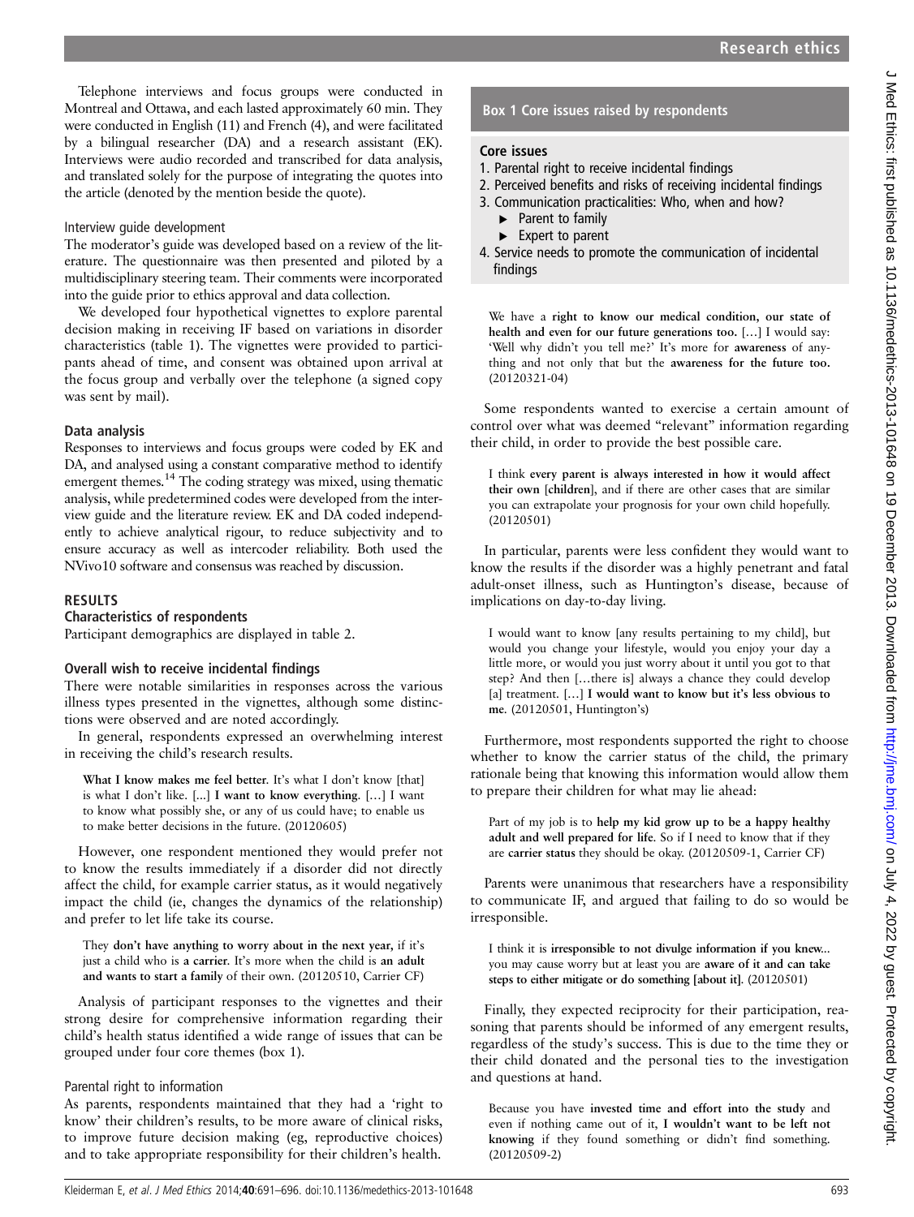Telephone interviews and focus groups were conducted in Montreal and Ottawa, and each lasted approximately 60 min. They were conducted in English (11) and French (4), and were facilitated by a bilingual researcher (DA) and a research assistant (EK). Interviews were audio recorded and transcribed for data analysis, and translated solely for the purpose of integrating the quotes into the article (denoted by the mention beside the quote).

### Interview guide development

The moderator's guide was developed based on a review of the literature. The questionnaire was then presented and piloted by a multidisciplinary steering team. Their comments were incorporated into the guide prior to ethics approval and data collection.

We developed four hypothetical vignettes to explore parental decision making in receiving IF based on variations in disorder characteristics (table 1). The vignettes were provided to participants ahead of time, and consent was obtained upon arrival at the focus group and verbally over the telephone (a signed copy was sent by mail).

### Data analysis

Responses to interviews and focus groups were coded by EK and DA, and analysed using a constant comparative method to identify emergent themes.[14] The coding strategy was mixed, using thematic analysis, while predetermined codes were developed from the interview guide and the literature review. EK and DA coded independently to achieve analytical rigour, to reduce subjectivity and to ensure accuracy as well as intercoder reliability. Both used the NVivo10 software and consensus was reached by discussion.

## RESULTS

### Characteristics of respondents

Participant demographics are displayed in table 2.

### Overall wish to receive incidental findings

There were notable similarities in responses across the various illness types presented in the vignettes, although some distinctions were observed and are noted accordingly.

In general, respondents expressed an overwhelming interest in receiving the child's research results.

> **What I know makes me feel better**. It's what I don't know [that] is what I don't like. [...] **I want to know everything**. [...] I want to know what possibly she, or any of us could have; to enable us to make better decisions in the future. (20120605)

However, one respondent mentioned they would prefer not to know the results immediately if a disorder did not directly affect the child, for example carrier status, as it would negatively impact the child (ie, changes the dynamics of the relationship) and prefer to let life take its course.

> They **don't have anything to worry about in the next year,** if it's just a child who is **a carrier**. It's more when the child is **an adult and wants to start a family** of their own. (20120510, Carrier CF)

Analysis of participant responses to the vignettes and their strong desire for comprehensive information regarding their child's health status identified a wide range of issues that can be grouped under four core themes (box 1).

#### Parental right to information

As parents, respondents maintained that they had a 'right to know' their children's results, to be more aware of clinical risks, to improve future decision making (eg, reproductive choices) and to take appropriate responsibility for their children's health.

**Box 1 Core issues raised by respondents**

**Core issues**

1. Parental right to receive incidental findings
2. Perceived benefits and risks of receiving incidental findings
3. Communication practicalities: Who, when and how?
   - Parent to family
   - Expert to parent
4. Service needs to promote the communication of incidental findings

> We have a **right to know our medical condition, our state of health and even for our future generations too.** [...] I would say: 'Well why didn't you tell me?' It's more for **awareness** of anything and not only that but the **awareness for the future too.** (20120321-04)

Some respondents wanted to exercise a certain amount of control over what was deemed "relevant" information regarding their child, in order to provide the best possible care.

> I think **every parent is always interested in how it would affect their own [children]**, and if there are other cases that are similar you can extrapolate your prognosis for your own child hopefully. (20120501)

In particular, parents were less confident they would want to know the results if the disorder was a highly penetrant and fatal adult-onset illness, such as Huntington's disease, because of implications on day-to-day living.

> I would want to know [any results pertaining to my child], but would you change your lifestyle, would you enjoy your day a little more, or would you just worry about it until you got to that step? And then [...there is] always a chance they could develop [a] treatment. [...] **I would want to know but it's less obvious to me**. (20120501, Huntington's)

Furthermore, most respondents supported the right to choose whether to know the carrier status of the child, the primary rationale being that knowing this information would allow them to prepare their children for what may lie ahead:

> Part of my job is to **help my kid grow up to be a happy healthy adult and well prepared for life**. So if I need to know that if they are **carrier status** they should be okay. (20120509-1, Carrier CF)

Parents were unanimous that researchers have a responsibility to communicate IF, and argued that failing to do so would be irresponsible.

> I think it is **irresponsible to not divulge information if you knew**... you may cause worry but at least you are **aware of it and can take steps to either mitigate or do something [about it]**. (20120501)

Finally, they expected reciprocity for their participation, reasoning that parents should be informed of any emergent results, regardless of the study's success. This is due to the time they or their child donated and the personal ties to the investigation and questions at hand.

> Because you have **invested time and effort into the study** and even if nothing came out of it, **I wouldn't want to be left not knowing** if they found something or didn't find something. (20120509-2)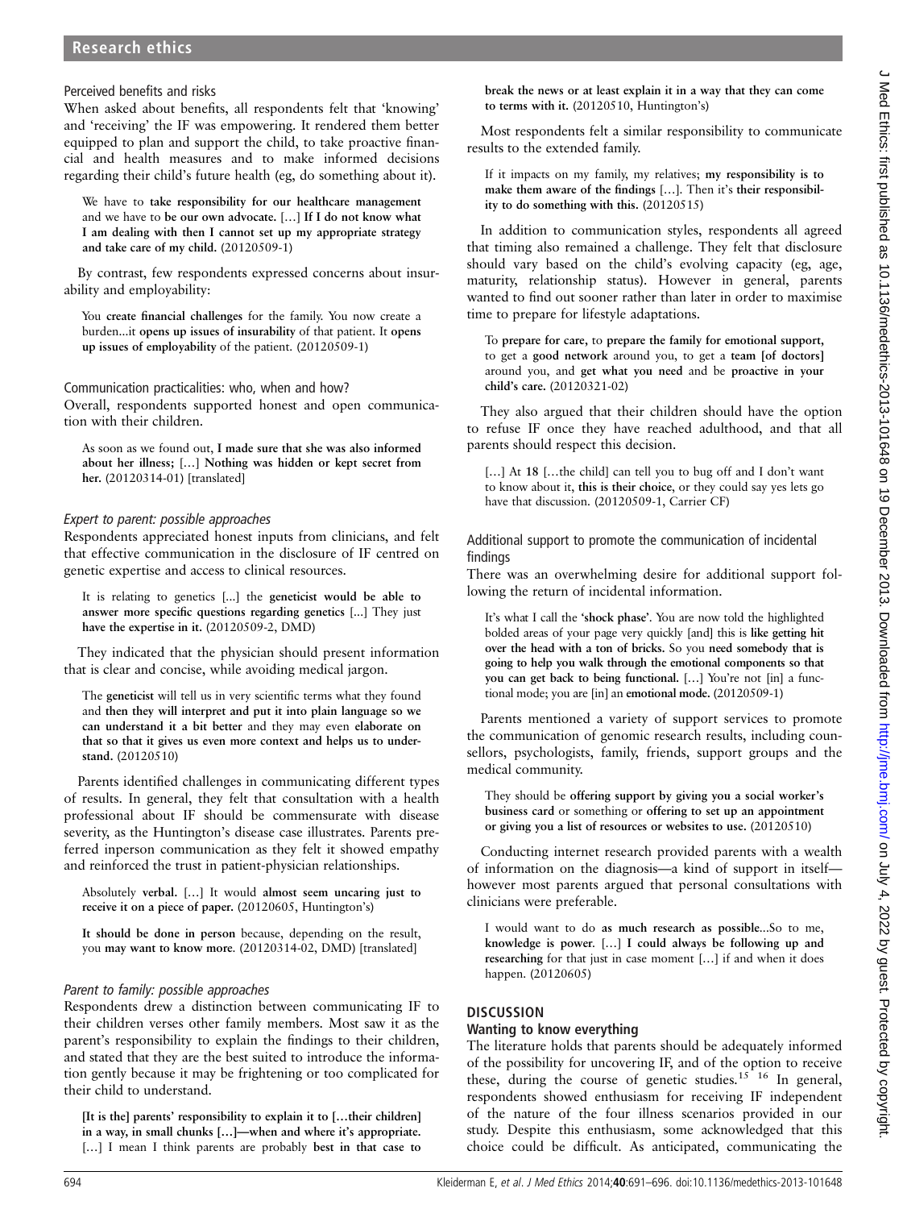### Perceived benefits and risks

When asked about benefits, all respondents felt that 'knowing' and 'receiving' the IF was empowering. It rendered them better equipped to plan and support the child, to take proactive financial and health measures and to make informed decisions regarding their child's future health (eg, do something about it).

> We have to **take responsibility for our healthcare management** and we have to **be our own advocate.** […] **If I do not know what I am dealing with then I cannot set up my appropriate strategy and take care of my child.** (20120509-1)

By contrast, few respondents expressed concerns about insurability and employability:

> You **create financial challenges** for the family. You now create a burden...it **opens up issues of insurability** of that patient. It **opens up issues of employability** of the patient. (20120509-1)

### Communication practicalities: who, when and how?

Overall, respondents supported honest and open communication with their children.

> As soon as we found out, **I made sure that she was also informed about her illness;** […] **Nothing was hidden or kept secret from her.** (20120314-01) [translated]

#### *Expert to parent: possible approaches*

Respondents appreciated honest inputs from clinicians, and felt that effective communication in the disclosure of IF centred on genetic expertise and access to clinical resources.

> It is relating to genetics [...] the **geneticist would be able to answer more specific questions regarding genetics** [...] They just **have the expertise in it.** (20120509-2, DMD)

They indicated that the physician should present information that is clear and concise, while avoiding medical jargon.

> The **geneticist** will tell us in very scientific terms what they found and **then they will interpret and put it into plain language so we can understand it a bit better** and they may even **elaborate on that so that it gives us even more context and helps us to understand.** (20120510)

Parents identified challenges in communicating different types of results. In general, they felt that consultation with a health professional about IF should be commensurate with disease severity, as the Huntington's disease case illustrates. Parents preferred inperson communication as they felt it showed empathy and reinforced the trust in patient-physician relationships.

> Absolutely **verbal.** […] It would **almost seem uncaring just to receive it on a piece of paper.** (20120605, Huntington's)

> **It should be done in person** because, depending on the result, you **may want to know more**. (20120314-02, DMD) [translated]

#### *Parent to family: possible approaches*

Respondents drew a distinction between communicating IF to their children verses other family members. Most saw it as the parent's responsibility to explain the findings to their children, and stated that they are the best suited to introduce the information gently because it may be frightening or too complicated for their child to understand.

> **[It is the] parents' responsibility to explain it to […their children] in a way, in small chunks […]—when and where it's appropriate.** […] I mean I think parents are probably **best in that case to break the news or at least explain it in a way that they can come to terms with it.** (20120510, Huntington's)

Most respondents felt a similar responsibility to communicate results to the extended family.

> If it impacts on my family, my relatives; **my responsibility is to make them aware of the findings** […]. Then it's **their responsibility to do something with this.** (20120515)

In addition to communication styles, respondents all agreed that timing also remained a challenge. They felt that disclosure should vary based on the child's evolving capacity (eg, age, maturity, relationship status). However in general, parents wanted to find out sooner rather than later in order to maximise time to prepare for lifestyle adaptations.

> To **prepare for care,** to **prepare the family for emotional support,** to get a **good network** around you, to get a **team [of doctors]** around you, and **get what you need** and be **proactive in your child's care.** (20120321-02)

They also argued that their children should have the option to refuse IF once they have reached adulthood, and that all parents should respect this decision.

> […] At **18** […the child] can tell you to bug off and I don't want to know about it, **this is their choice,** or they could say yes lets go have that discussion. (20120509-1, Carrier CF)

### Additional support to promote the communication of incidental findings

There was an overwhelming desire for additional support following the return of incidental information.

> It's what I call the '**shock phase**'. You are now told the highlighted bolded areas of your page very quickly [and] this is **like getting hit over the head with a ton of bricks.** So you **need somebody that is going to help you walk through the emotional components so that you can get back to being functional.** […] You're not [in] a functional mode; you are [in] an **emotional mode.** (20120509-1)

Parents mentioned a variety of support services to promote the communication of genomic research results, including counsellors, psychologists, family, friends, support groups and the medical community.

> They should be **offering support by giving you a social worker's business card** or something or **offering to set up an appointment or giving you a list of resources or websites to use.** (20120510)

Conducting internet research provided parents with a wealth of information on the diagnosis—a kind of support in itself—however most parents argued that personal consultations with clinicians were preferable.

> I would want to do **as much research as possible**...So to me, **knowledge is power**. […] **I could always be following up and researching** for that just in case moment […] if and when it does happen. (20120605)

## DISCUSSION

### Wanting to know everything

The literature holds that parents should be adequately informed of the possibility for uncovering IF, and of the option to receive these, during the course of genetic studies.[15 16] In general, respondents showed enthusiasm for receiving IF independent of the nature of the four illness scenarios provided in our study. Despite this enthusiasm, some acknowledged that this choice could be difficult. As anticipated, communicating the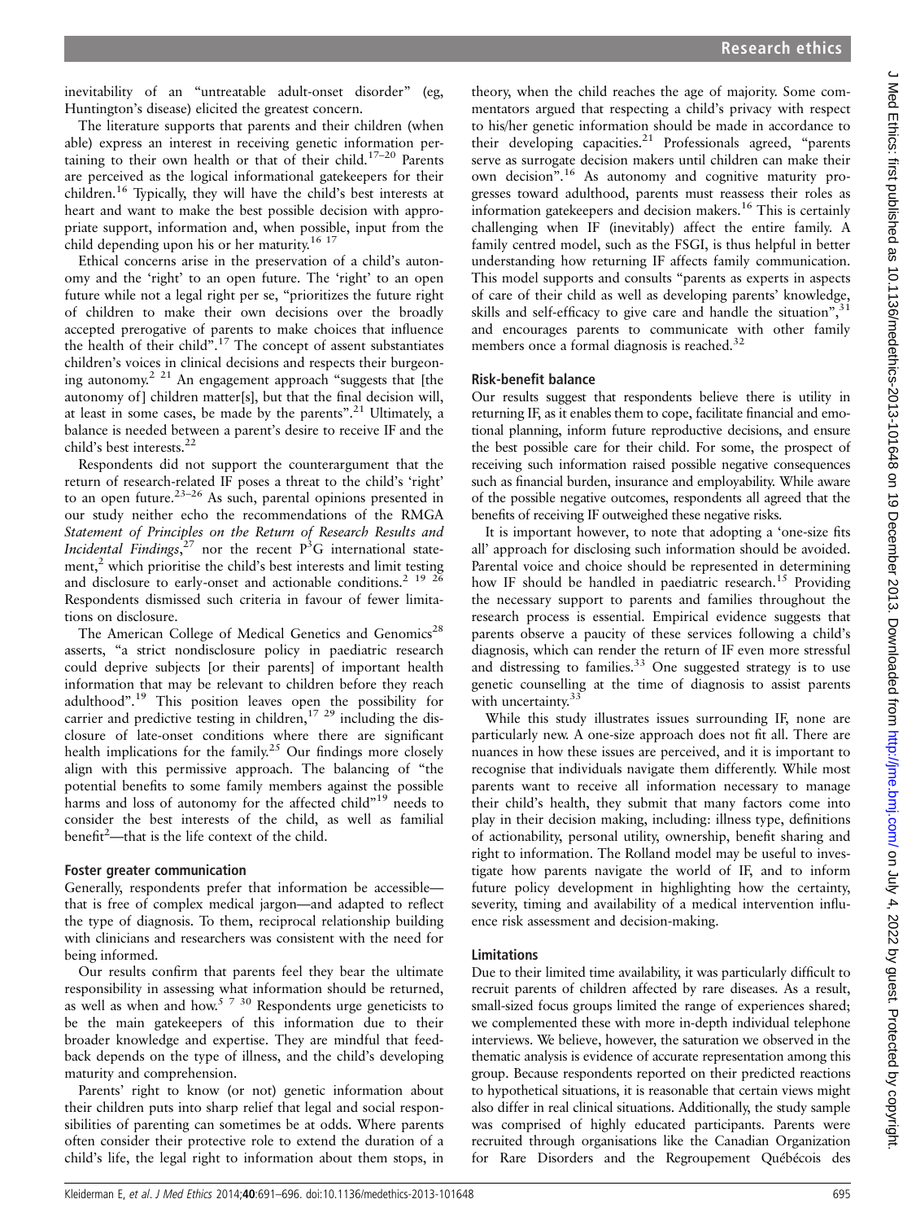inevitability of an "untreatable adult-onset disorder" (eg, Huntington's disease) elicited the greatest concern.

The literature supports that parents and their children (when able) express an interest in receiving genetic information pertaining to their own health or that of their child.[17–20] Parents are perceived as the logical informational gatekeepers for their children.[16] Typically, they will have the child's best interests at heart and want to make the best possible decision with appropriate support, information and, when possible, input from the child depending upon his or her maturity.[16 17]

Ethical concerns arise in the preservation of a child's autonomy and the 'right' to an open future. The 'right' to an open future while not a legal right per se, "prioritizes the future right of children to make their own decisions over the broadly accepted prerogative of parents to make choices that influence the health of their child".[17] The concept of assent substantiates children's voices in clinical decisions and respects their burgeoning autonomy.[2 21] An engagement approach "suggests that [the autonomy of] children matter[s], but that the final decision will, at least in some cases, be made by the parents".[21] Ultimately, a balance is needed between a parent's desire to receive IF and the child's best interests.[22]

Respondents did not support the counterargument that the return of research-related IF poses a threat to the child's 'right' to an open future.[23–26] As such, parental opinions presented in our study neither echo the recommendations of the RMGA *Statement of Principles on the Return of Research Results and Incidental Findings*,[27] nor the recent P[3]G international statement,[2] which prioritise the child's best interests and limit testing and disclosure to early-onset and actionable conditions.[2 19 26] Respondents dismissed such criteria in favour of fewer limitations on disclosure.

The American College of Medical Genetics and Genomics[28] asserts, "a strict nondisclosure policy in paediatric research could deprive subjects [or their parents] of important health information that may be relevant to children before they reach adulthood".[19] This position leaves open the possibility for carrier and predictive testing in children,[17 29] including the disclosure of late-onset conditions where there are significant health implications for the family.[25] Our findings more closely align with this permissive approach. The balancing of "the potential benefits to some family members against the possible harms and loss of autonomy for the affected child"[19] needs to consider the best interests of the child, as well as familial benefit[2]—that is the life context of the child.

### Foster greater communication

Generally, respondents prefer that information be accessible—that is free of complex medical jargon—and adapted to reflect the type of diagnosis. To them, reciprocal relationship building with clinicians and researchers was consistent with the need for being informed.

Our results confirm that parents feel they bear the ultimate responsibility in assessing what information should be returned, as well as when and how.[5 7 30] Respondents urge geneticists to be the main gatekeepers of this information due to their broader knowledge and expertise. They are mindful that feedback depends on the type of illness, and the child's developing maturity and comprehension.

Parents' right to know (or not) genetic information about their children puts into sharp relief that legal and social responsibilities of parenting can sometimes be at odds. Where parents often consider their protective role to extend the duration of a child's life, the legal right to information about them stops, in theory, when the child reaches the age of majority. Some commentators argued that respecting a child's privacy with respect to his/her genetic information should be made in accordance to their developing capacities.[21] Professionals agreed, "parents serve as surrogate decision makers until children can make their own decision".[16] As autonomy and cognitive maturity progresses toward adulthood, parents must reassess their roles as information gatekeepers and decision makers.[16] This is certainly challenging when IF (inevitably) affect the entire family. A family centred model, such as the FSGI, is thus helpful in better understanding how returning IF affects family communication. This model supports and consults "parents as experts in aspects of care of their child as well as developing parents' knowledge, skills and self-efficacy to give care and handle the situation",[31] and encourages parents to communicate with other family members once a formal diagnosis is reached.[32]

### Risk-benefit balance

Our results suggest that respondents believe there is utility in returning IF, as it enables them to cope, facilitate financial and emotional planning, inform future reproductive decisions, and ensure the best possible care for their child. For some, the prospect of receiving such information raised possible negative consequences such as financial burden, insurance and employability. While aware of the possible negative outcomes, respondents all agreed that the benefits of receiving IF outweighed these negative risks.

It is important however, to note that adopting a 'one-size fits all' approach for disclosing such information should be avoided. Parental voice and choice should be represented in determining how IF should be handled in paediatric research.[15] Providing the necessary support to parents and families throughout the research process is essential. Empirical evidence suggests that parents observe a paucity of these services following a child's diagnosis, which can render the return of IF even more stressful and distressing to families.[33] One suggested strategy is to use genetic counselling at the time of diagnosis to assist parents with uncertainty.[33]

While this study illustrates issues surrounding IF, none are particularly new. A one-size approach does not fit all. There are nuances in how these issues are perceived, and it is important to recognise that individuals navigate them differently. While most parents want to receive all information necessary to manage their child's health, they submit that many factors come into play in their decision making, including: illness type, definitions of actionability, personal utility, ownership, benefit sharing and right to information. The Rolland model may be useful to investigate how parents navigate the world of IF, and to inform future policy development in highlighting how the certainty, severity, timing and availability of a medical intervention influence risk assessment and decision-making.

### Limitations

Due to their limited time availability, it was particularly difficult to recruit parents of children affected by rare diseases. As a result, small-sized focus groups limited the range of experiences shared; we complemented these with more in-depth individual telephone interviews. We believe, however, the saturation we observed in the thematic analysis is evidence of accurate representation among this group. Because respondents reported on their predicted reactions to hypothetical situations, it is reasonable that certain views might also differ in real clinical situations. Additionally, the study sample was comprised of highly educated participants. Parents were recruited through organisations like the Canadian Organization for Rare Disorders and the Regroupement Québécois des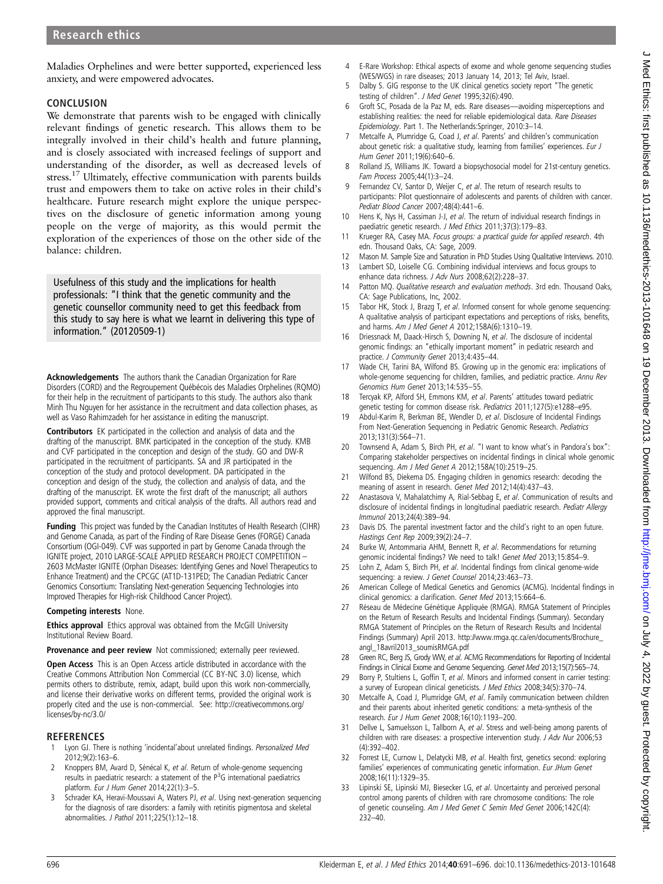Maladies Orphelines and were better supported, experienced less anxiety, and were empowered advocates.

## CONCLUSION

We demonstrate that parents wish to be engaged with clinically relevant findings of genetic research. This allows them to be integrally involved in their child's health and future planning, and is closely associated with increased feelings of support and understanding of the disorder, as well as decreased levels of stress.[17] Ultimately, effective communication with parents builds trust and empowers them to take on active roles in their child's healthcare. Future research might explore the unique perspectives on the disclosure of genetic information among young people on the verge of majority, as this would permit the exploration of the experiences of those on the other side of the balance: children.

> Usefulness of this study and the implications for health professionals: "I think that the genetic community and the genetic counsellor community need to get this feedback from this study to say here is what we learnt in delivering this type of information." (20120509-1)

**Acknowledgements** The authors thank the Canadian Organization for Rare Disorders (CORD) and the Regroupement Québécois des Maladies Orphelines (RQMO) for their help in the recruitment of participants to this study. The authors also thank Minh Thu Nguyen for her assistance in the recruitment and data collection phases, as well as Vaso Rahimzadeh for her assistance in editing the manuscript.

**Contributors** EK participated in the collection and analysis of data and the drafting of the manuscript. BMK participated in the conception of the study. KMB and CVF participated in the conception and design of the study. GO and DW-R participated in the recruitment of participants. SA and JR participated in the conception of the study and protocol development. DA participated in the conception and design of the study, the collection and analysis of data, and the drafting of the manuscript. EK wrote the first draft of the manuscript; all authors provided support, comments and critical analysis of the drafts. All authors read and approved the final manuscript.

**Funding** This project was funded by the Canadian Institutes of Health Research (CIHR) and Genome Canada, as part of the Finding of Rare Disease Genes (FORGE) Canada Consortium (OGI-049). CVF was supported in part by Genome Canada through the IGNITE project, 2010 LARGE-SCALE APPLIED RESEARCH PROJECT COMPETITION – 2603 McMaster IGNITE (Orphan Diseases: Identifying Genes and Novel Therapeutics to Enhance Treatment) and the CPCGC (AT1D-131PED; The Canadian Pediatric Cancer Genomics Consortium: Translating Next-generation Sequencing Technologies into Improved Therapies for High-risk Childhood Cancer Project).

**Competing interests** None.

**Ethics approval** Ethics approval was obtained from the McGill University Institutional Review Board.

**Provenance and peer review** Not commissioned; externally peer reviewed.

**Open Access** This is an Open Access article distributed in accordance with the Creative Commons Attribution Non Commercial (CC BY-NC 3.0) license, which permits others to distribute, remix, adapt, build upon this work non-commercially, and license their derivative works on different terms, provided the original work is properly cited and the use is non-commercial. See: http://creativecommons.org/licenses/by-nc/3.0/

## REFERENCES

1. Lyon GJ. There is nothing 'incidental'about unrelated findings. *Personalized Med* 2012;9(2):163–6.
2. Knoppers BM, Avard D, Sénécal K, *et al*. Return of whole-genome sequencing results in paediatric research: a statement of the P[3]G international paediatrics platform. *Eur J Hum Genet* 2014;22(1):3–5.
3. Schrader KA, Heravi-Moussavi A, Waters PJ, *et al*. Using next-generation sequencing for the diagnosis of rare disorders: a family with retinitis pigmentosa and skeletal abnormalities. *J Pathol* 2011;225(1):12–18.
4. E-Rare Workshop: Ethical aspects of exome and whole genome sequencing studies (WES/WGS) in rare diseases; 2013 January 14, 2013; Tel Aviv, Israel.
5. Dalby S. GIG response to the UK clinical genetics society report "The genetic testing of children". *J Med Genet* 1995;32(6):490.
6. Groft SC, Posada de la Paz M, eds. Rare diseases—avoiding misperceptions and establishing realities: the need for reliable epidemiological data. *Rare Diseases Epidemiology*. Part 1. The Netherlands:Springer, 2010:3–14.
7. Metcalfe A, Plumridge G, Coad J, *et al*. Parents' and children's communication about genetic risk: a qualitative study, learning from families' experiences. *Eur J Hum Genet* 2011;19(6):640–6.
8. Rolland JS, Williams JK. Toward a biopsychosocial model for 21st-century genetics. *Fam Process* 2005;44(1):3–24.
9. Fernandez CV, Santor D, Weijer C, *et al*. The return of research results to participants: Pilot questionnaire of adolescents and parents of children with cancer. *Pediatr Blood Cancer* 2007;48(4):441–6.
10. Hens K, Nys H, Cassiman J-J, *et al*. The return of individual research findings in paediatric genetic research. *J Med Ethics* 2011;37(3):179–83.
11. Krueger RA, Casey MA. *Focus groups: a practical guide for applied research*. 4th edn. Thousand Oaks, CA: Sage, 2009.
12. Mason M. Sample Size and Saturation in PhD Studies Using Qualitative Interviews. 2010.
13. Lambert SD, Loiselle CG. Combining individual interviews and focus groups to enhance data richness. *J Adv Nurs* 2008;62(2):228–37.
14. Patton MQ. *Qualitative research and evaluation methods*. 3rd edn. Thousand Oaks, CA: Sage Publications, Inc, 2002.
15. Tabor HK, Stock J, Brazg T, *et al*. Informed consent for whole genome sequencing: A qualitative analysis of participant expectations and perceptions of risks, benefits, and harms. *Am J Med Genet A* 2012;158A(6):1310–19.
16. Driessnack M, Daack-Hirsch S, Downing N, *et al*. The disclosure of incidental genomic findings: an "ethically important moment" in pediatric research and practice. *J Community Genet* 2013;4:435–44.
17. Wade CH, Tarini BA, Wilfond BS. Growing up in the genomic era: implications of whole-genome sequencing for children, families, and pediatric practice. *Annu Rev Genomics Hum Genet* 2013;14:535–55.
18. Tercyak KP, Alford SH, Emmons KM, *et al*. Parents' attitudes toward pediatric genetic testing for common disease risk. *Pediatrics* 2011;127(5):e1288–e95.
19. Abdul-Karim R, Berkman BE, Wendler D, *et al*. Disclosure of Incidental Findings From Next-Generation Sequencing in Pediatric Genomic Research. *Pediatrics* 2013;131(3):564–71.
20. Townsend A, Adam S, Birch PH, *et al*. "I want to know what's in Pandora's box": Comparing stakeholder perspectives on incidental findings in clinical whole genomic sequencing. *Am J Med Genet A* 2012;158A(10):2519–25.
21. Wilfond BS, Diekema DS. Engaging children in genomics research: decoding the meaning of assent in research. *Genet Med* 2012;14(4):437–43.
22. Anastasova V, Mahalatchimy A, Rial-Sebbag E, *et al*. Communication of results and disclosure of incidental findings in longitudinal paediatric research. *Pediatr Allergy Immunol* 2013;24(4):389–94.
23. Davis DS. The parental investment factor and the child's right to an open future. *Hastings Cent Rep* 2009;39(2):24–7.
24. Burke W, Antommaria AHM, Bennett R, *et al*. Recommendations for returning genomic incidental findings? We need to talk! *Genet Med* 2013;15:854–9.
25. Lohn Z, Adam S, Birch PH, *et al*. Incidental findings from clinical genome-wide sequencing: a review. *J Genet Counsel* 2014;23:463–73.
26. American College of Medical Genetics and Genomics (ACMG). Incidental findings in clinical genomics: a clarification. *Genet Med* 2013;15:664–6.
27. Réseau de Médecine Génétique Appliquée (RMGA). RMGA Statement of Principles on the Return of Research Results and Incidental Findings (Summary). Secondary RMGA Statement of Principles on the Return of Research Results and Incidental Findings (Summary) April 2013. http://www.rmga.qc.ca/en/documents/Brochure_angl_18avril2013_soumisRMGA.pdf
28. Green RC, Berg JS, Grody WW, *et al*. ACMG Recommendations for Reporting of Incidental Findings in Clinical Exome and Genome Sequencing. *Genet Med* 2013;15(7):565–74.
29. Borry P, Stultiens L, Goffin T, *et al*. Minors and informed consent in carrier testing: a survey of European clinical geneticists. *J Med Ethics* 2008;34(5):370–74.
30. Metcalfe A, Coad J, Plumridge GM, *et al*. Family communication between children and their parents about inherited genetic conditions: a meta-synthesis of the research. *Eur J Hum Genet* 2008;16(10):1193–200.
31. Dellve L, Samuelsson L, Tallborn A, *et al*. Stress and well-being among parents of children with rare diseases: a prospective intervention study. *J Adv Nur* 2006;53(4):392–402.
32. Forrest LE, Curnow L, Delatycki MB, *et al*. Health first, genetics second: exploring families' experiences of communicating genetic information. *Eur JHum Genet* 2008;16(11):1329–35.
33. Lipinski SE, Lipinski MJ, Biesecker LG, *et al*. Uncertainty and perceived personal control among parents of children with rare chromosome conditions: The role of genetic counseling. *Am J Med Genet C Semin Med Genet* 2006;142C(4):232–40.